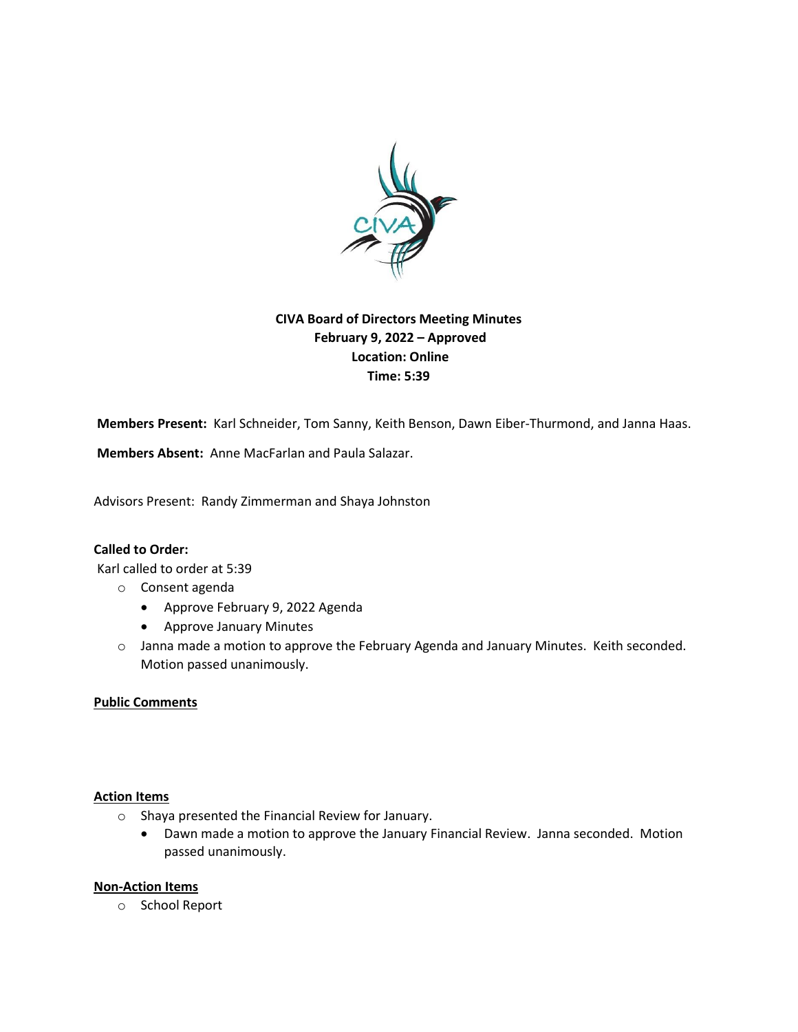**CIVA Board of Directors Meeting Minutes**
**February 9, 2022 – Approved**
**Location: Online**
**Time: 5:39**

**Members Present:** Karl Schneider, Tom Sanny, Keith Benson, Dawn Eiber-Thurmond, and Janna Haas.

**Members Absent:** Anne MacFarlan and Paula Salazar.

Advisors Present: Randy Zimmerman and Shaya Johnston

**Called to Order:**

Karl called to order at 5:39

- Consent agenda
  - Approve February 9, 2022 Agenda
  - Approve January Minutes
- Janna made a motion to approve the February Agenda and January Minutes. Keith seconded. Motion passed unanimously.

**Public Comments**

**Action Items**

- Shaya presented the Financial Review for January.
  - Dawn made a motion to approve the January Financial Review. Janna seconded. Motion passed unanimously.

**Non-Action Items**

- School Report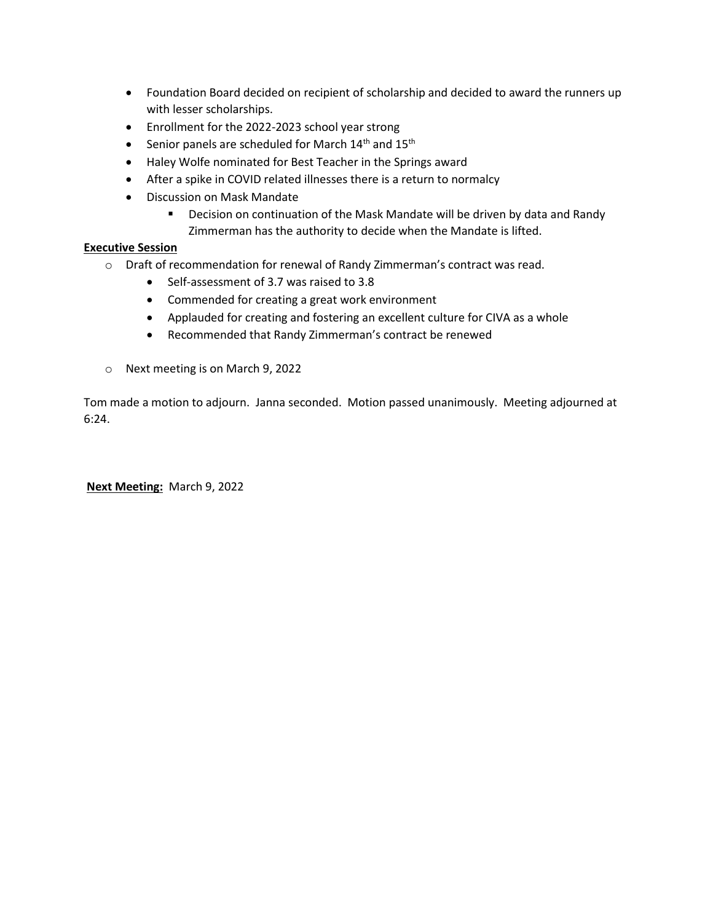- Foundation Board decided on recipient of scholarship and decided to award the runners up with lesser scholarships.
- Enrollment for the 2022-2023 school year strong
- Senior panels are scheduled for March 14th and 15th
- Haley Wolfe nominated for Best Teacher in the Springs award
- After a spike in COVID related illnesses there is a return to normalcy
- Discussion on Mask Mandate
  - Decision on continuation of the Mask Mandate will be driven by data and Randy Zimmerman has the authority to decide when the Mandate is lifted.

**Executive Session**

- Draft of recommendation for renewal of Randy Zimmerman's contract was read.
  - Self-assessment of 3.7 was raised to 3.8
  - Commended for creating a great work environment
  - Applauded for creating and fostering an excellent culture for CIVA as a whole
  - Recommended that Randy Zimmerman's contract be renewed

- Next meeting is on March 9, 2022

Tom made a motion to adjourn. Janna seconded. Motion passed unanimously. Meeting adjourned at 6:24.

**Next Meeting:** March 9, 2022